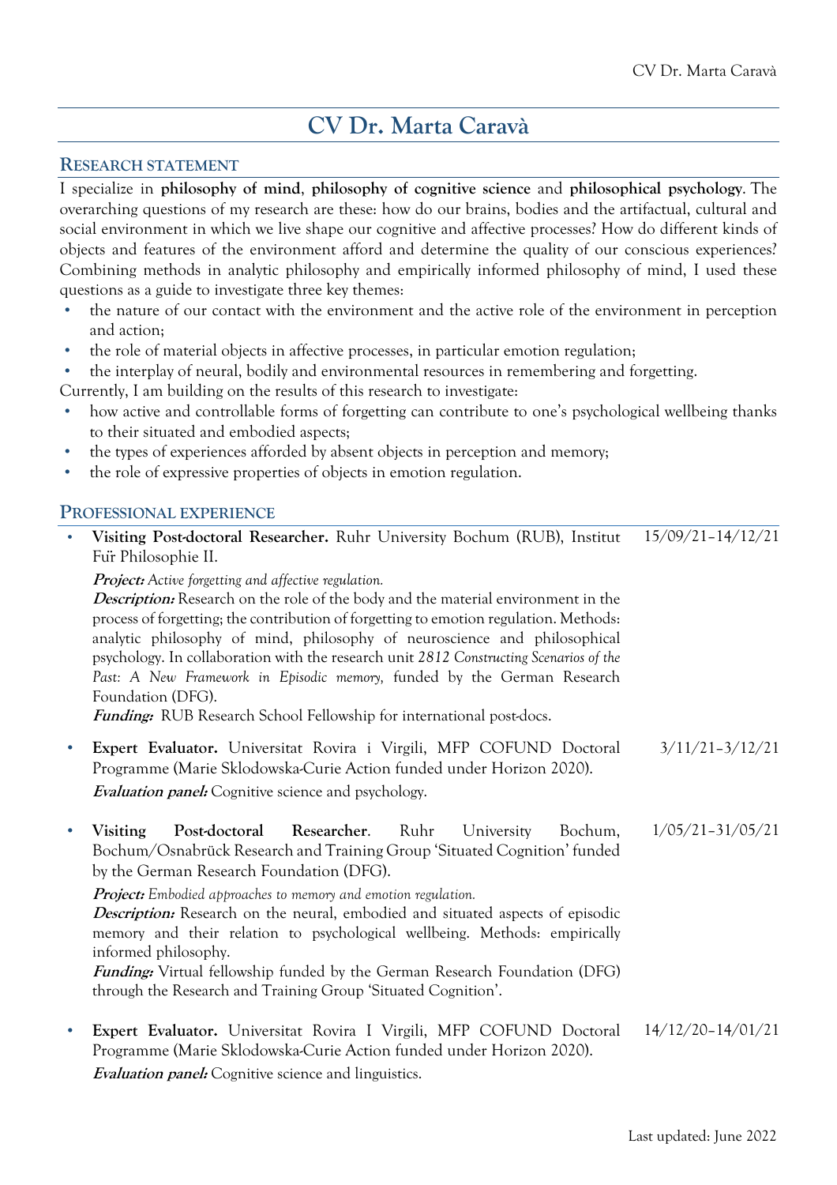# CV Dr. Marta Caravà

## Research statement

I specialize in **philosophy of mind**, **philosophy of cognitive science** and **philosophical psychology**. The overarching questions of my research are these: how do our brains, bodies and the artifactual, cultural and social environment in which we live shape our cognitive and affective processes? How do different kinds of objects and features of the environment afford and determine the quality of our conscious experiences? Combining methods in analytic philosophy and empirically informed philosophy of mind, I used these questions as a guide to investigate three key themes:

- the nature of our contact with the environment and the active role of the environment in perception and action;
- the role of material objects in affective processes, in particular emotion regulation;
- the interplay of neural, bodily and environmental resources in remembering and forgetting.

Currently, I am building on the results of this research to investigate:

- how active and controllable forms of forgetting can contribute to one's psychological wellbeing thanks to their situated and embodied aspects;
- the types of experiences afforded by absent objects in perception and memory;
- the role of expressive properties of objects in emotion regulation.

## Professional experience

- **Visiting Post-doctoral Researcher.** Ruhr University Bochum (RUB), Institut Für Philosophie II. — 15/09/21–14/12/21

  ***Project:*** *Active forgetting and affective regulation.*
  ***Description:*** Research on the role of the body and the material environment in the process of forgetting; the contribution of forgetting to emotion regulation. Methods: analytic philosophy of mind, philosophy of neuroscience and philosophical psychology. In collaboration with the research unit *2812 Constructing Scenarios of the Past: A New Framework in Episodic memory,* funded by the German Research Foundation (DFG).
  ***Funding:*** RUB Research School Fellowship for international post-docs.

- **Expert Evaluator.** Universitat Rovira i Virgili, MFP COFUND Doctoral Programme (Marie Sklodowska-Curie Action funded under Horizon 2020). — 3/11/21–3/12/21

  ***Evaluation panel:*** Cognitive science and psychology.

- **Visiting Post-doctoral Researcher**. Ruhr University Bochum, Bochum/Osnabrück Research and Training Group 'Situated Cognition' funded by the German Research Foundation (DFG). — 1/05/21–31/05/21

  ***Project:*** *Embodied approaches to memory and emotion regulation.*
  ***Description:*** Research on the neural, embodied and situated aspects of episodic memory and their relation to psychological wellbeing. Methods: empirically informed philosophy.
  ***Funding:*** Virtual fellowship funded by the German Research Foundation (DFG) through the Research and Training Group 'Situated Cognition'.

- **Expert Evaluator.** Universitat Rovira I Virgili, MFP COFUND Doctoral Programme (Marie Sklodowska-Curie Action funded under Horizon 2020). — 14/12/20–14/01/21

  ***Evaluation panel:*** Cognitive science and linguistics.

Last updated: June 2022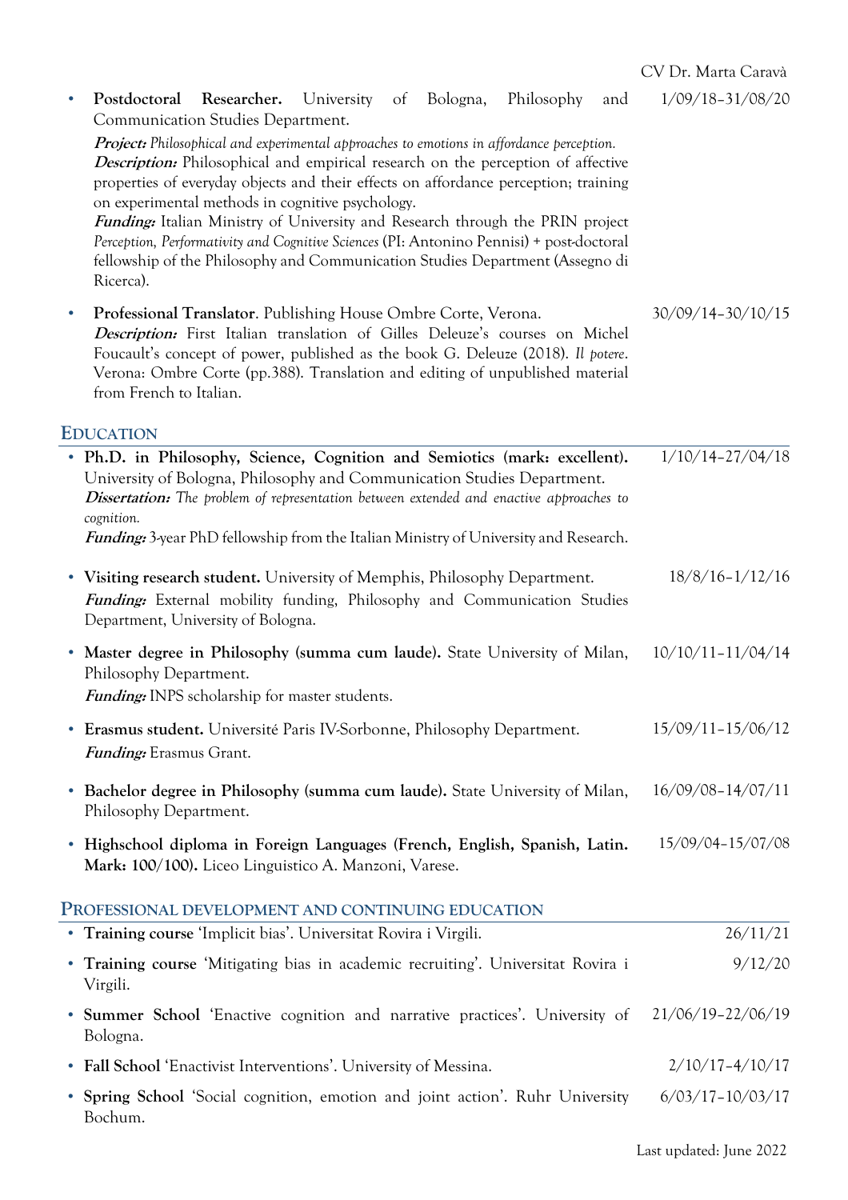- **Postdoctoral Researcher.** University of Bologna, Philosophy and Communication Studies Department. — 1/09/18–31/08/20
  ***Project:*** *Philosophical and experimental approaches to emotions in affordance perception.*
  ***Description:*** Philosophical and empirical research on the perception of affective properties of everyday objects and their effects on affordance perception; training on experimental methods in cognitive psychology.
  ***Funding:*** Italian Ministry of University and Research through the PRIN project *Perception, Performativity and Cognitive Sciences* (PI: Antonino Pennisi) + post-doctoral fellowship of the Philosophy and Communication Studies Department (Assegno di Ricerca).

- **Professional Translator**. Publishing House Ombre Corte, Verona. — 30/09/14–30/10/15
  ***Description:*** First Italian translation of Gilles Deleuze's courses on Michel Foucault's concept of power, published as the book G. Deleuze (2018). *Il potere*. Verona: Ombre Corte (pp.388). Translation and editing of unpublished material from French to Italian.

## EDUCATION

- **Ph.D. in Philosophy, Science, Cognition and Semiotics (mark: excellent).** University of Bologna, Philosophy and Communication Studies Department. — 1/10/14–27/04/18
  ***Dissertation:*** *The problem of representation between extended and enactive approaches to cognition.*
  ***Funding:*** 3-year PhD fellowship from the Italian Ministry of University and Research.

- **Visiting research student.** University of Memphis, Philosophy Department. — 18/8/16–1/12/16
  ***Funding:*** External mobility funding, Philosophy and Communication Studies Department, University of Bologna.

- **Master degree in Philosophy (summa cum laude).** State University of Milan, Philosophy Department. — 10/10/11–11/04/14
  ***Funding:*** INPS scholarship for master students.

- **Erasmus student.** Université Paris IV-Sorbonne, Philosophy Department. — 15/09/11–15/06/12
  ***Funding:*** Erasmus Grant.

- **Bachelor degree in Philosophy (summa cum laude).** State University of Milan, Philosophy Department. — 16/09/08–14/07/11

- **Highschool diploma in Foreign Languages (French, English, Spanish, Latin. Mark: 100/100).** Liceo Linguistico A. Manzoni, Varese. — 15/09/04–15/07/08

## PROFESSIONAL DEVELOPMENT AND CONTINUING EDUCATION

- **Training course** 'Implicit bias'. Universitat Rovira i Virgili. — 26/11/21
- **Training course** 'Mitigating bias in academic recruiting'. Universitat Rovira i Virgili. — 9/12/20
- **Summer School** 'Enactive cognition and narrative practices'. University of Bologna. — 21/06/19–22/06/19
- **Fall School** 'Enactivist Interventions'. University of Messina. — 2/10/17–4/10/17
- **Spring School** 'Social cognition, emotion and joint action'. Ruhr University Bochum. — 6/03/17–10/03/17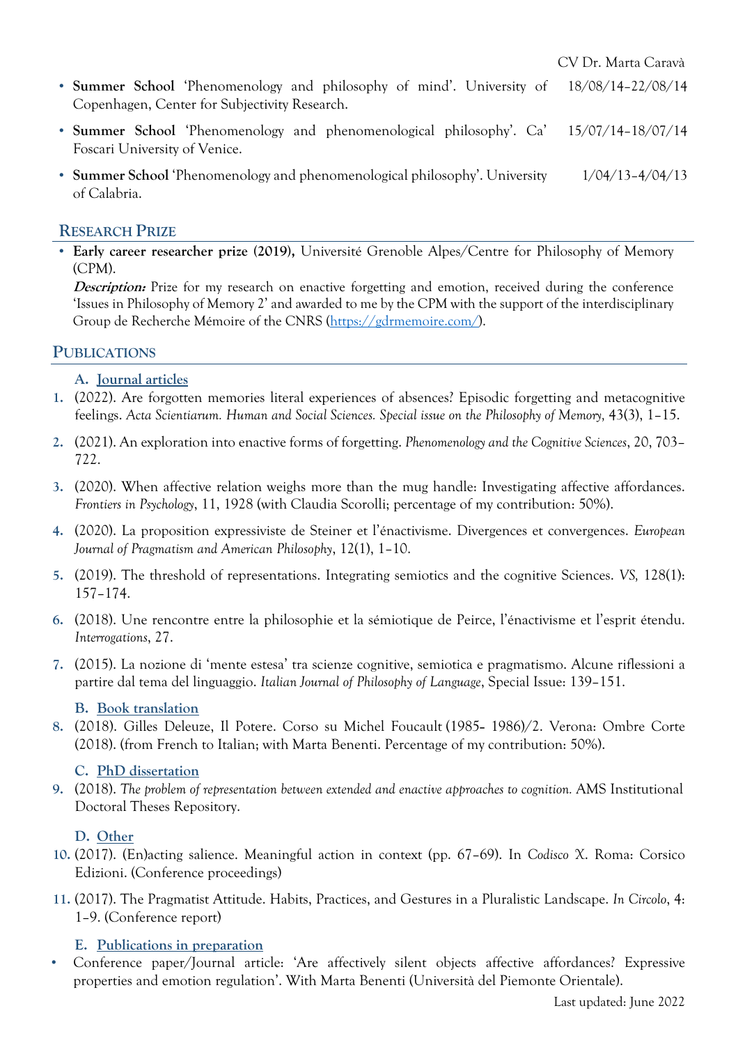- **Summer School** 'Phenomenology and philosophy of mind'. University of Copenhagen, Center for Subjectivity Research. 18/08/14–22/08/14
- **Summer School** 'Phenomenology and phenomenological philosophy'. Ca' Foscari University of Venice. 15/07/14–18/07/14
- **Summer School** 'Phenomenology and phenomenological philosophy'. University of Calabria. 1/04/13–4/04/13

## Research Prize

- **Early career researcher prize (2019),** Université Grenoble Alpes/Centre for Philosophy of Memory (CPM).
  ***Description:*** Prize for my research on enactive forgetting and emotion, received during the conference 'Issues in Philosophy of Memory 2' and awarded to me by the CPM with the support of the interdisciplinary Group de Recherche Mémoire of the CNRS (https://gdrmemoire.com/).

## Publications

### A. Journal articles

1. (2022). Are forgotten memories literal experiences of absences? Episodic forgetting and metacognitive feelings. *Acta Scientiarum. Human and Social Sciences. Special issue on the Philosophy of Memory*, 43(3), 1–15.
2. (2021). An exploration into enactive forms of forgetting. *Phenomenology and the Cognitive Sciences*, 20, 703–722.
3. (2020). When affective relation weighs more than the mug handle: Investigating affective affordances. *Frontiers in Psychology*, 11, 1928 (with Claudia Scorolli; percentage of my contribution: 50%).
4. (2020). La proposition expressiviste de Steiner et l'énactivisme. Divergences et convergences. *European Journal of Pragmatism and American Philosophy*, 12(1), 1–10.
5. (2019). The threshold of representations. Integrating semiotics and the cognitive Sciences. *VS*, 128(1): 157–174.
6. (2018). Une rencontre entre la philosophie et la sémiotique de Peirce, l'énactivisme et l'esprit étendu. *Interrogations*, 27.
7. (2015). La nozione di 'mente estesa' tra scienze cognitive, semiotica e pragmatismo. Alcune riflessioni a partire dal tema del linguaggio. *Italian Journal of Philosophy of Language*, Special Issue: 139–151.

### B. Book translation

8. (2018). Gilles Deleuze, Il Potere. Corso su Michel Foucault (1985- 1986)/2. Verona: Ombre Corte (2018). (from French to Italian; with Marta Benenti. Percentage of my contribution: 50%).

### C. PhD dissertation

9. (2018). *The problem of representation between extended and enactive approaches to cognition.* AMS Institutional Doctoral Theses Repository.

### D. Other

10. (2017). (En)acting salience. Meaningful action in context (pp. 67–69). In *Codisco X*. Roma: Corsico Edizioni. (Conference proceedings)
11. (2017). The Pragmatist Attitude. Habits, Practices, and Gestures in a Pluralistic Landscape. *In Circolo*, 4: 1–9. (Conference report)

### E. Publications in preparation

- Conference paper/Journal article: 'Are affectively silent objects affective affordances? Expressive properties and emotion regulation'. With Marta Benenti (Università del Piemonte Orientale).

Last updated: June 2022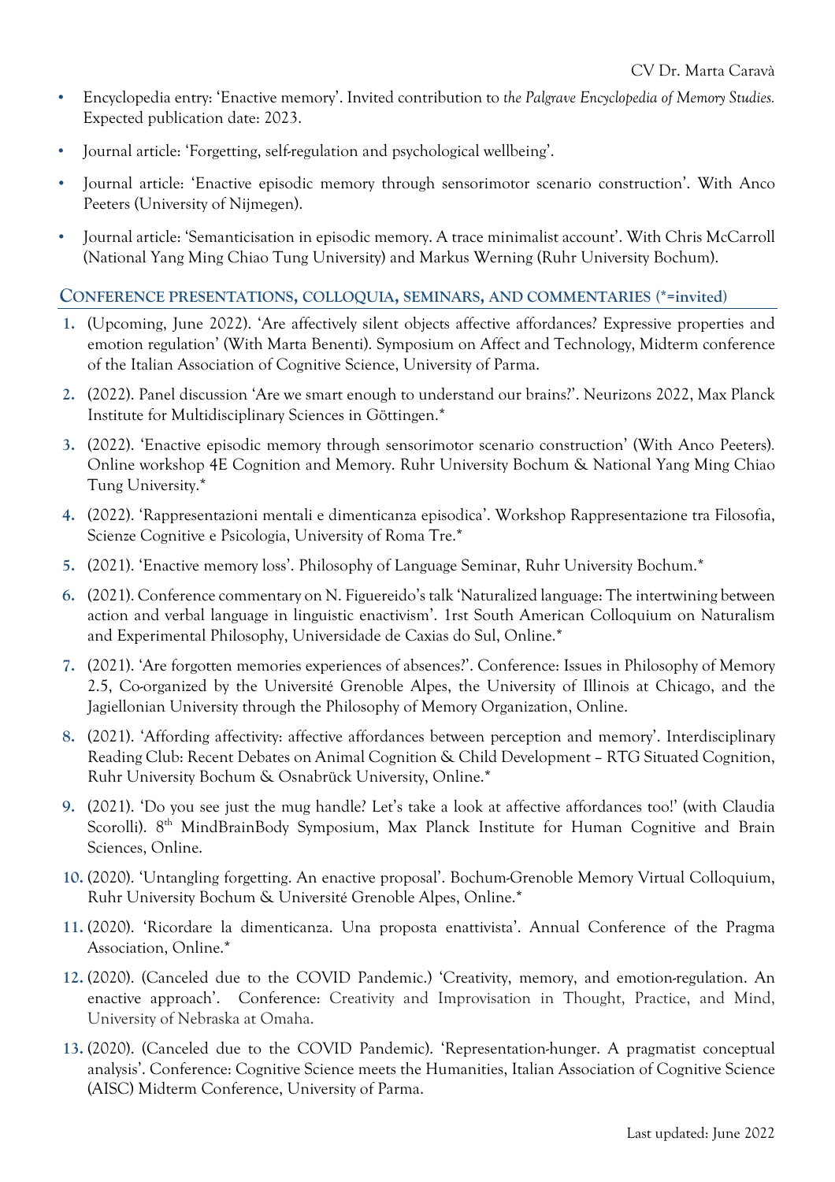- Encyclopedia entry: 'Enactive memory'. Invited contribution to *the Palgrave Encyclopedia of Memory Studies.* Expected publication date: 2023.
- Journal article: 'Forgetting, self-regulation and psychological wellbeing'.
- Journal article: 'Enactive episodic memory through sensorimotor scenario construction'. With Anco Peeters (University of Nijmegen).
- Journal article: 'Semanticisation in episodic memory. A trace minimalist account'. With Chris McCarroll (National Yang Ming Chiao Tung University) and Markus Werning (Ruhr University Bochum).

## Conference presentations, colloquia, seminars, and commentaries (*=invited)

1. (Upcoming, June 2022). 'Are affectively silent objects affective affordances? Expressive properties and emotion regulation' (With Marta Benenti). Symposium on Affect and Technology, Midterm conference of the Italian Association of Cognitive Science, University of Parma.
2. (2022). Panel discussion 'Are we smart enough to understand our brains?'. Neurizons 2022, Max Planck Institute for Multidisciplinary Sciences in Göttingen.*
3. (2022). 'Enactive episodic memory through sensorimotor scenario construction' (With Anco Peeters). Online workshop 4E Cognition and Memory. Ruhr University Bochum & National Yang Ming Chiao Tung University.*
4. (2022). 'Rappresentazioni mentali e dimenticanza episodica'. Workshop Rappresentazione tra Filosofia, Scienze Cognitive e Psicologia, University of Roma Tre.*
5. (2021). 'Enactive memory loss'. Philosophy of Language Seminar, Ruhr University Bochum.*
6. (2021). Conference commentary on N. Figuereido's talk 'Naturalized language: The intertwining between action and verbal language in linguistic enactivism'. 1rst South American Colloquium on Naturalism and Experimental Philosophy, Universidade de Caxias do Sul, Online.*
7. (2021). 'Are forgotten memories experiences of absences?'. Conference: Issues in Philosophy of Memory 2.5, Co-organized by the Université Grenoble Alpes, the University of Illinois at Chicago, and the Jagiellonian University through the Philosophy of Memory Organization, Online.
8. (2021). 'Affording affectivity: affective affordances between perception and memory'. Interdisciplinary Reading Club: Recent Debates on Animal Cognition & Child Development – RTG Situated Cognition, Ruhr University Bochum & Osnabrück University, Online.*
9. (2021). 'Do you see just the mug handle? Let's take a look at affective affordances too!' (with Claudia Scorolli). 8th MindBrainBody Symposium, Max Planck Institute for Human Cognitive and Brain Sciences, Online.
10. (2020). 'Untangling forgetting. An enactive proposal'. Bochum-Grenoble Memory Virtual Colloquium, Ruhr University Bochum & Université Grenoble Alpes, Online.*
11. (2020). 'Ricordare la dimenticanza. Una proposta enattivista'. Annual Conference of the Pragma Association, Online.*
12. (2020). (Canceled due to the COVID Pandemic.) 'Creativity, memory, and emotion-regulation. An enactive approach'. Conference: Creativity and Improvisation in Thought, Practice, and Mind, University of Nebraska at Omaha.
13. (2020). (Canceled due to the COVID Pandemic). 'Representation-hunger. A pragmatist conceptual analysis'. Conference: Cognitive Science meets the Humanities, Italian Association of Cognitive Science (AISC) Midterm Conference, University of Parma.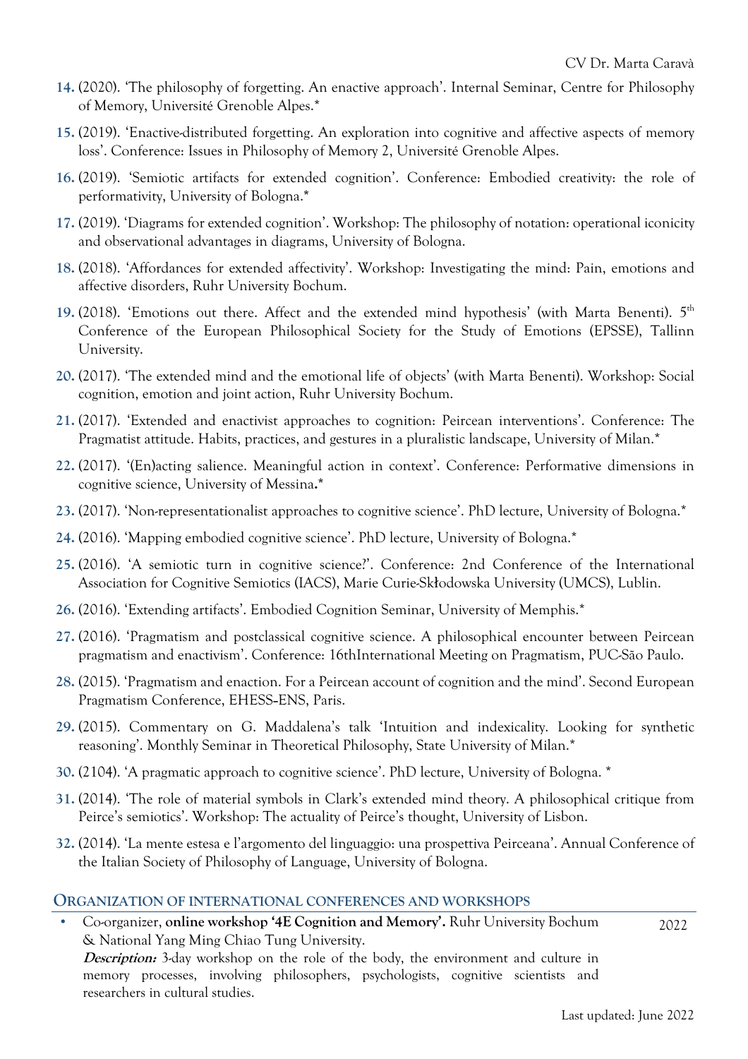14. (2020). 'The philosophy of forgetting. An enactive approach'. Internal Seminar, Centre for Philosophy of Memory, Université Grenoble Alpes.*
15. (2019). 'Enactive-distributed forgetting. An exploration into cognitive and affective aspects of memory loss'. Conference: Issues in Philosophy of Memory 2, Université Grenoble Alpes.
16. (2019). 'Semiotic artifacts for extended cognition'. Conference: Embodied creativity: the role of performativity, University of Bologna.*
17. (2019). 'Diagrams for extended cognition'. Workshop: The philosophy of notation: operational iconicity and observational advantages in diagrams, University of Bologna.
18. (2018). 'Affordances for extended affectivity'. Workshop: Investigating the mind: Pain, emotions and affective disorders, Ruhr University Bochum.
19. (2018). 'Emotions out there. Affect and the extended mind hypothesis' (with Marta Benenti). 5th Conference of the European Philosophical Society for the Study of Emotions (EPSSE), Tallinn University.
20. (2017). 'The extended mind and the emotional life of objects' (with Marta Benenti). Workshop: Social cognition, emotion and joint action, Ruhr University Bochum.
21. (2017). 'Extended and enactivist approaches to cognition: Peircean interventions'. Conference: The Pragmatist attitude. Habits, practices, and gestures in a pluralistic landscape, University of Milan.*
22. (2017). '(En)acting salience. Meaningful action in context'. Conference: Performative dimensions in cognitive science, University of Messina**.***
23. (2017). 'Non-representationalist approaches to cognitive science'. PhD lecture, University of Bologna.*
24. (2016). 'Mapping embodied cognitive science'. PhD lecture, University of Bologna.*
25. (2016). 'A semiotic turn in cognitive science?'. Conference: 2nd Conference of the International Association for Cognitive Semiotics (IACS), Marie Curie-Skłodowska University (UMCS), Lublin.
26. (2016). 'Extending artifacts'. Embodied Cognition Seminar, University of Memphis.*
27. (2016). 'Pragmatism and postclassical cognitive science. A philosophical encounter between Peircean pragmatism and enactivism'. Conference: 16thInternational Meeting on Pragmatism, PUC-São Paulo.
28. (2015). 'Pragmatism and enaction. For a Peircean account of cognition and the mind'. Second European Pragmatism Conference, EHESS-ENS, Paris.
29. (2015). Commentary on G. Maddalena's talk 'Intuition and indexicality. Looking for synthetic reasoning'. Monthly Seminar in Theoretical Philosophy, State University of Milan.*
30. (2104). 'A pragmatic approach to cognitive science'. PhD lecture, University of Bologna. *
31. (2014). 'The role of material symbols in Clark's extended mind theory. A philosophical critique from Peirce's semiotics'. Workshop: The actuality of Peirce's thought, University of Lisbon.
32. (2014). 'La mente estesa e l'argomento del linguaggio: una prospettiva Peirceana'. Annual Conference of the Italian Society of Philosophy of Language, University of Bologna.

## ORGANIZATION OF INTERNATIONAL CONFERENCES AND WORKSHOPS

- Co-organizer, **online workshop '4E Cognition and Memory'.** Ruhr University Bochum & National Yang Ming Chiao Tung University. — 2022
  ***Description:*** 3-day workshop on the role of the body, the environment and culture in memory processes, involving philosophers, psychologists, cognitive scientists and researchers in cultural studies.

Last updated: June 2022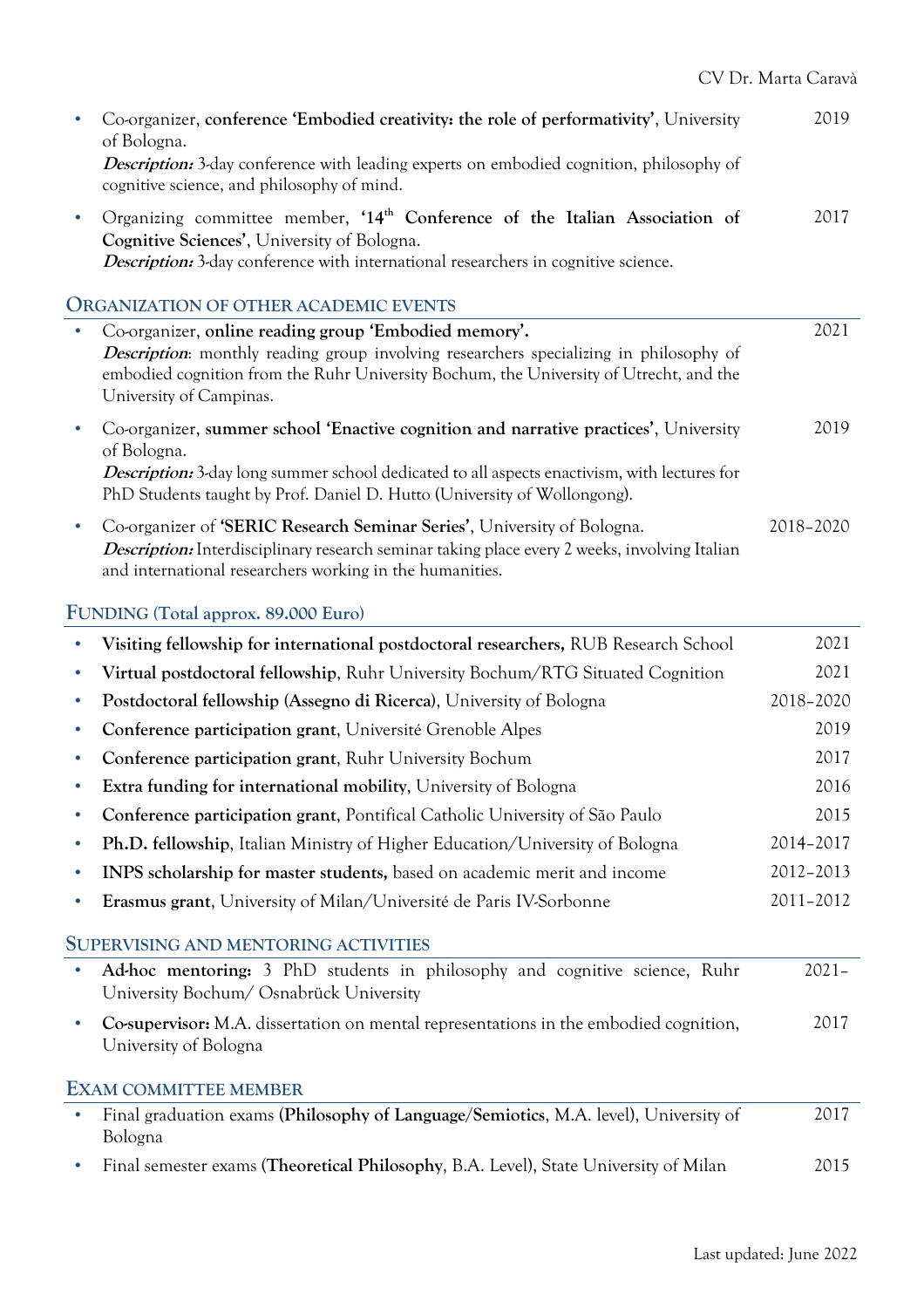- Co-organizer, **conference 'Embodied creativity: the role of performativity'**, University of Bologna. 2019
  ***Description:*** 3-day conference with leading experts on embodied cognition, philosophy of cognitive science, and philosophy of mind.
- Organizing committee member, **'14th Conference of the Italian Association of Cognitive Sciences'**, University of Bologna. 2017
  ***Description:*** 3-day conference with international researchers in cognitive science.

## ORGANIZATION OF OTHER ACADEMIC EVENTS

- Co-organizer, **online reading group 'Embodied memory'.** 2021
  ***Description***: monthly reading group involving researchers specializing in philosophy of embodied cognition from the Ruhr University Bochum, the University of Utrecht, and the University of Campinas.
- Co-organizer, **summer school 'Enactive cognition and narrative practices'**, University of Bologna. 2019
  ***Description:*** 3-day long summer school dedicated to all aspects enactivism, with lectures for PhD Students taught by Prof. Daniel D. Hutto (University of Wollongong).
- Co-organizer of **'SERIC Research Seminar Series'**, University of Bologna. 2018–2020
  ***Description:*** Interdisciplinary research seminar taking place every 2 weeks, involving Italian and international researchers working in the humanities.

## FUNDING (Total approx. 89.000 Euro)

- **Visiting fellowship for international postdoctoral researchers,** RUB Research School 2021
- **Virtual postdoctoral fellowship**, Ruhr University Bochum/RTG Situated Cognition 2021
- **Postdoctoral fellowship (Assegno di Ricerca)**, University of Bologna 2018–2020
- **Conference participation grant**, Université Grenoble Alpes 2019
- **Conference participation grant**, Ruhr University Bochum 2017
- **Extra funding for international mobility**, University of Bologna 2016
- **Conference participation grant**, Pontifical Catholic University of São Paulo 2015
- **Ph.D. fellowship**, Italian Ministry of Higher Education/University of Bologna 2014–2017
- **INPS scholarship for master students,** based on academic merit and income 2012–2013
- **Erasmus grant**, University of Milan/Université de Paris IV-Sorbonne 2011–2012

## SUPERVISING AND MENTORING ACTIVITIES

- **Ad-hoc mentoring:** 3 PhD students in philosophy and cognitive science, Ruhr University Bochum/ Osnabrück University 2021–
- **Co-supervisor:** M.A. dissertation on mental representations in the embodied cognition, University of Bologna 2017

## EXAM COMMITTEE MEMBER

- Final graduation exams (**Philosophy of Language/Semiotics**, M.A. level), University of Bologna 2017
- Final semester exams (**Theoretical Philosophy**, B.A. Level), State University of Milan 2015

Last updated: June 2022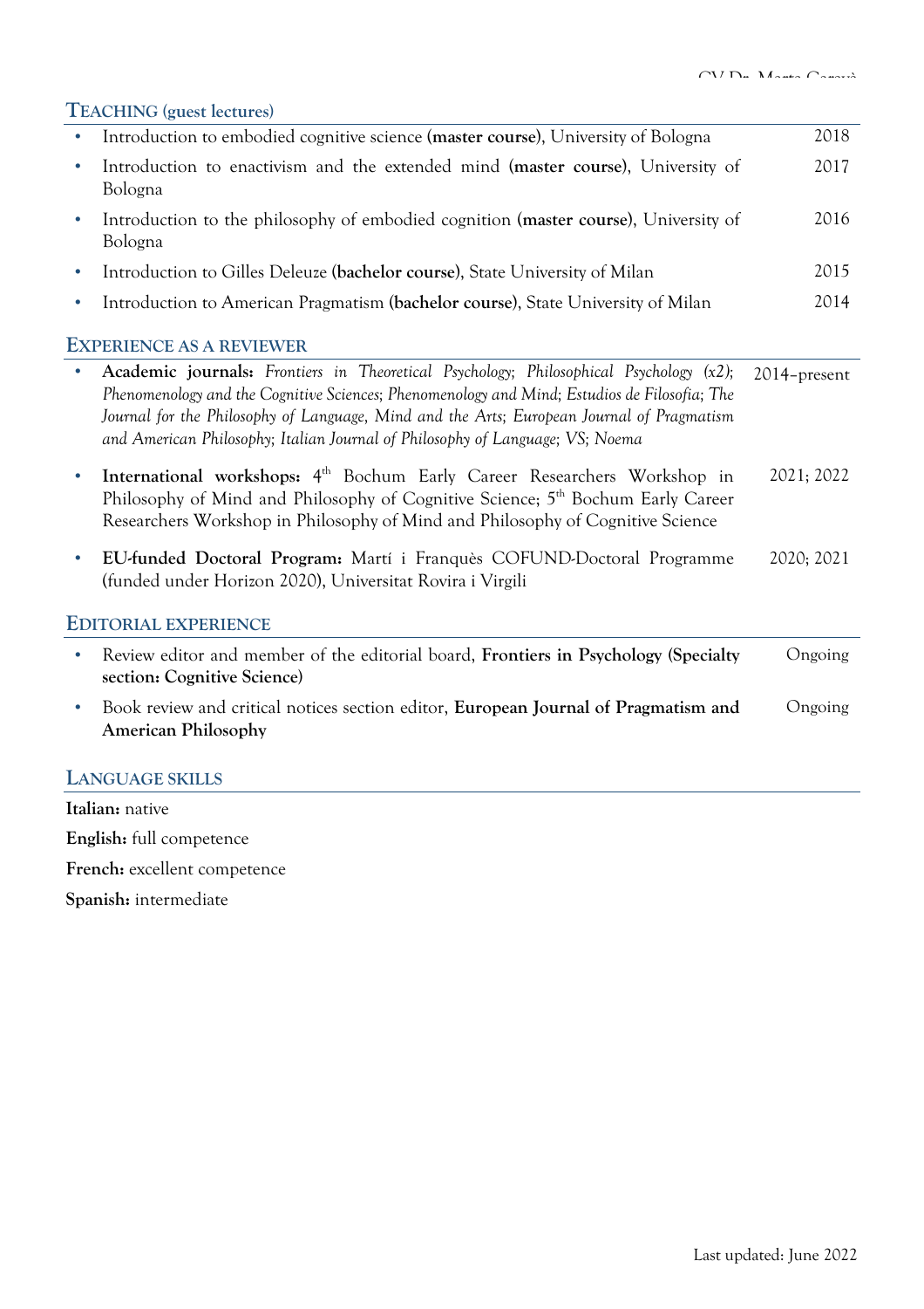## TEACHING (guest lectures)

- Introduction to embodied cognitive science (**master course**), University of Bologna — 2018
- Introduction to enactivism and the extended mind (**master course**), University of Bologna — 2017
- Introduction to the philosophy of embodied cognition (**master course**), University of Bologna — 2016
- Introduction to Gilles Deleuze (**bachelor course**), State University of Milan — 2015
- Introduction to American Pragmatism (**bachelor course**), State University of Milan — 2014

## EXPERIENCE AS A REVIEWER

- **Academic journals:** *Frontiers in Theoretical Psychology; Philosophical Psychology (x2); Phenomenology and the Cognitive Sciences; Phenomenology and Mind; Estudios de Filosofia; The Journal for the Philosophy of Language, Mind and the Arts; European Journal of Pragmatism and American Philosophy; Italian Journal of Philosophy of Language; VS; Noema* — 2014–present
- **International workshops:** 4th Bochum Early Career Researchers Workshop in Philosophy of Mind and Philosophy of Cognitive Science; 5th Bochum Early Career Researchers Workshop in Philosophy of Mind and Philosophy of Cognitive Science — 2021; 2022
- **EU-funded Doctoral Program:** Martí i Franquès COFUND-Doctoral Programme (funded under Horizon 2020), Universitat Rovira i Virgili — 2020; 2021

## EDITORIAL EXPERIENCE

- Review editor and member of the editorial board, **Frontiers in Psychology (Specialty section: Cognitive Science)** — Ongoing
- Book review and critical notices section editor, **European Journal of Pragmatism and American Philosophy** — Ongoing

## LANGUAGE SKILLS

**Italian:** native

**English:** full competence

**French:** excellent competence

**Spanish:** intermediate

Last updated: June 2022